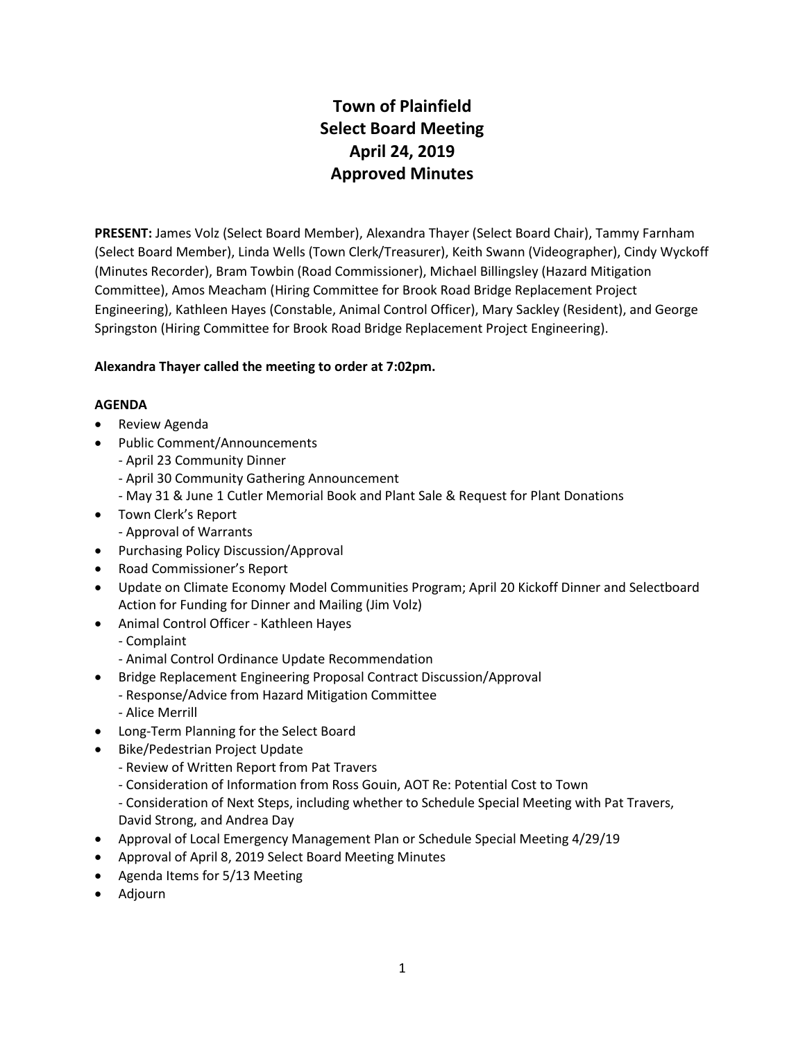# Town of Plainfield
## Select Board Meeting
## April 24, 2019
## Approved Minutes

**PRESENT:** James Volz (Select Board Member), Alexandra Thayer (Select Board Chair), Tammy Farnham (Select Board Member), Linda Wells (Town Clerk/Treasurer), Keith Swann (Videographer), Cindy Wyckoff (Minutes Recorder), Bram Towbin (Road Commissioner), Michael Billingsley (Hazard Mitigation Committee), Amos Meacham (Hiring Committee for Brook Road Bridge Replacement Project Engineering), Kathleen Hayes (Constable, Animal Control Officer), Mary Sackley (Resident), and George Springston (Hiring Committee for Brook Road Bridge Replacement Project Engineering).

**Alexandra Thayer called the meeting to order at 7:02pm.**

**AGENDA**

- Review Agenda
- Public Comment/Announcements
  - April 23 Community Dinner
  - April 30 Community Gathering Announcement
  - May 31 & June 1 Cutler Memorial Book and Plant Sale & Request for Plant Donations
- Town Clerk's Report
  - Approval of Warrants
- Purchasing Policy Discussion/Approval
- Road Commissioner's Report
- Update on Climate Economy Model Communities Program; April 20 Kickoff Dinner and Selectboard Action for Funding for Dinner and Mailing (Jim Volz)
- Animal Control Officer - Kathleen Hayes
  - Complaint
  - Animal Control Ordinance Update Recommendation
- Bridge Replacement Engineering Proposal Contract Discussion/Approval
  - Response/Advice from Hazard Mitigation Committee
  - Alice Merrill
- Long-Term Planning for the Select Board
- Bike/Pedestrian Project Update
  - Review of Written Report from Pat Travers
  - Consideration of Information from Ross Gouin, AOT Re: Potential Cost to Town
  - Consideration of Next Steps, including whether to Schedule Special Meeting with Pat Travers, David Strong, and Andrea Day
- Approval of Local Emergency Management Plan or Schedule Special Meeting 4/29/19
- Approval of April 8, 2019 Select Board Meeting Minutes
- Agenda Items for 5/13 Meeting
- Adjourn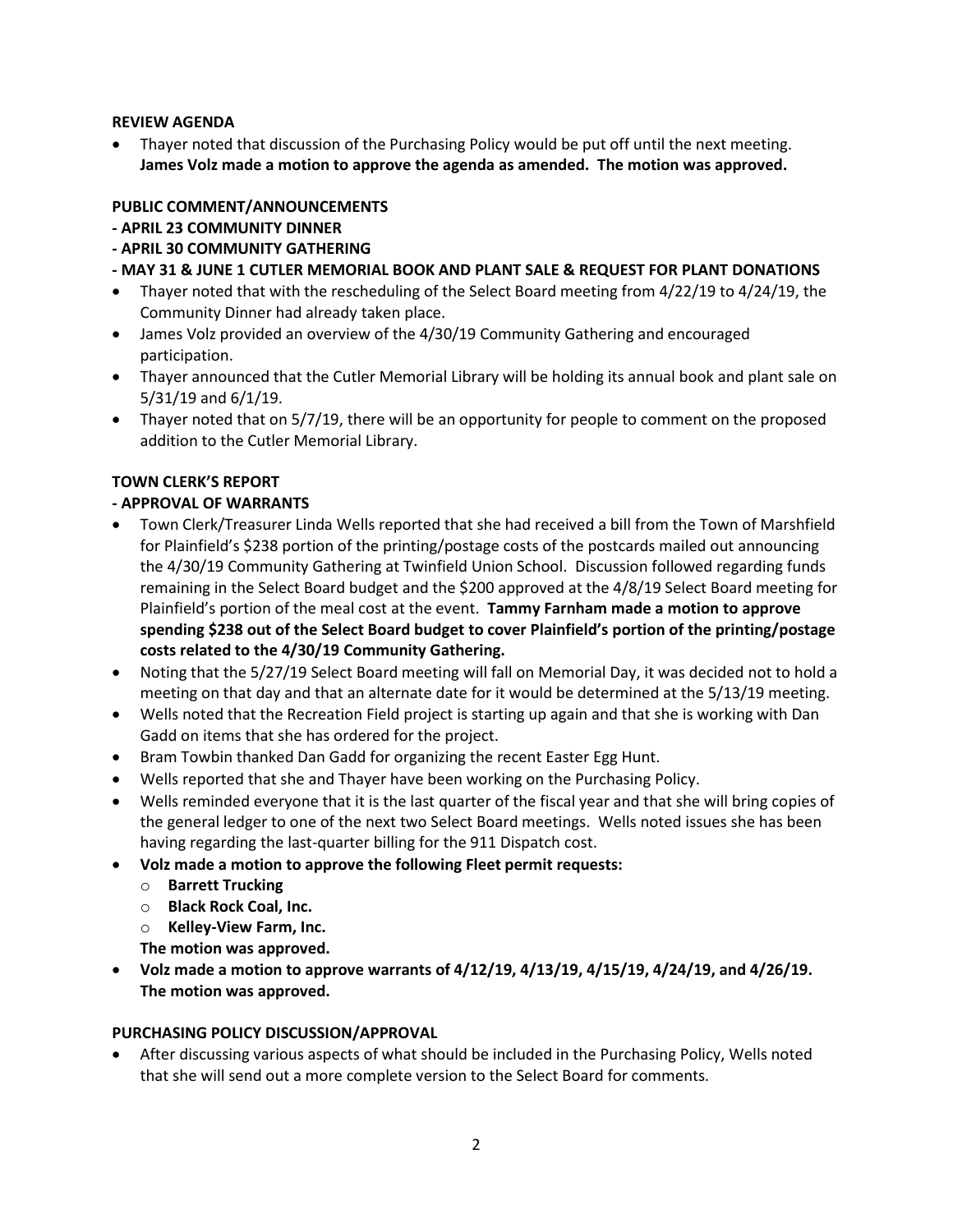**REVIEW AGENDA**

- Thayer noted that discussion of the Purchasing Policy would be put off until the next meeting. **James Volz made a motion to approve the agenda as amended. The motion was approved.**

**PUBLIC COMMENT/ANNOUNCEMENTS**

**- APRIL 23 COMMUNITY DINNER**

**- APRIL 30 COMMUNITY GATHERING**

**- MAY 31 & JUNE 1 CUTLER MEMORIAL BOOK AND PLANT SALE & REQUEST FOR PLANT DONATIONS**

- Thayer noted that with the rescheduling of the Select Board meeting from 4/22/19 to 4/24/19, the Community Dinner had already taken place.
- James Volz provided an overview of the 4/30/19 Community Gathering and encouraged participation.
- Thayer announced that the Cutler Memorial Library will be holding its annual book and plant sale on 5/31/19 and 6/1/19.
- Thayer noted that on 5/7/19, there will be an opportunity for people to comment on the proposed addition to the Cutler Memorial Library.

**TOWN CLERK'S REPORT**

**- APPROVAL OF WARRANTS**

- Town Clerk/Treasurer Linda Wells reported that she had received a bill from the Town of Marshfield for Plainfield's $238 portion of the printing/postage costs of the postcards mailed out announcing the 4/30/19 Community Gathering at Twinfield Union School. Discussion followed regarding funds remaining in the Select Board budget and the $200 approved at the 4/8/19 Select Board meeting for Plainfield's portion of the meal cost at the event. **Tammy Farnham made a motion to approve spending $238 out of the Select Board budget to cover Plainfield's portion of the printing/postage costs related to the 4/30/19 Community Gathering.**
- Noting that the 5/27/19 Select Board meeting will fall on Memorial Day, it was decided not to hold a meeting on that day and that an alternate date for it would be determined at the 5/13/19 meeting.
- Wells noted that the Recreation Field project is starting up again and that she is working with Dan Gadd on items that she has ordered for the project.
- Bram Towbin thanked Dan Gadd for organizing the recent Easter Egg Hunt.
- Wells reported that she and Thayer have been working on the Purchasing Policy.
- Wells reminded everyone that it is the last quarter of the fiscal year and that she will bring copies of the general ledger to one of the next two Select Board meetings. Wells noted issues she has been having regarding the last-quarter billing for the 911 Dispatch cost.
- **Volz made a motion to approve the following Fleet permit requests:**
  - **Barrett Trucking**
  - **Black Rock Coal, Inc.**
  - **Kelley-View Farm, Inc.**

  **The motion was approved.**
- **Volz made a motion to approve warrants of 4/12/19, 4/13/19, 4/15/19, 4/24/19, and 4/26/19. The motion was approved.**

**PURCHASING POLICY DISCUSSION/APPROVAL**

- After discussing various aspects of what should be included in the Purchasing Policy, Wells noted that she will send out a more complete version to the Select Board for comments.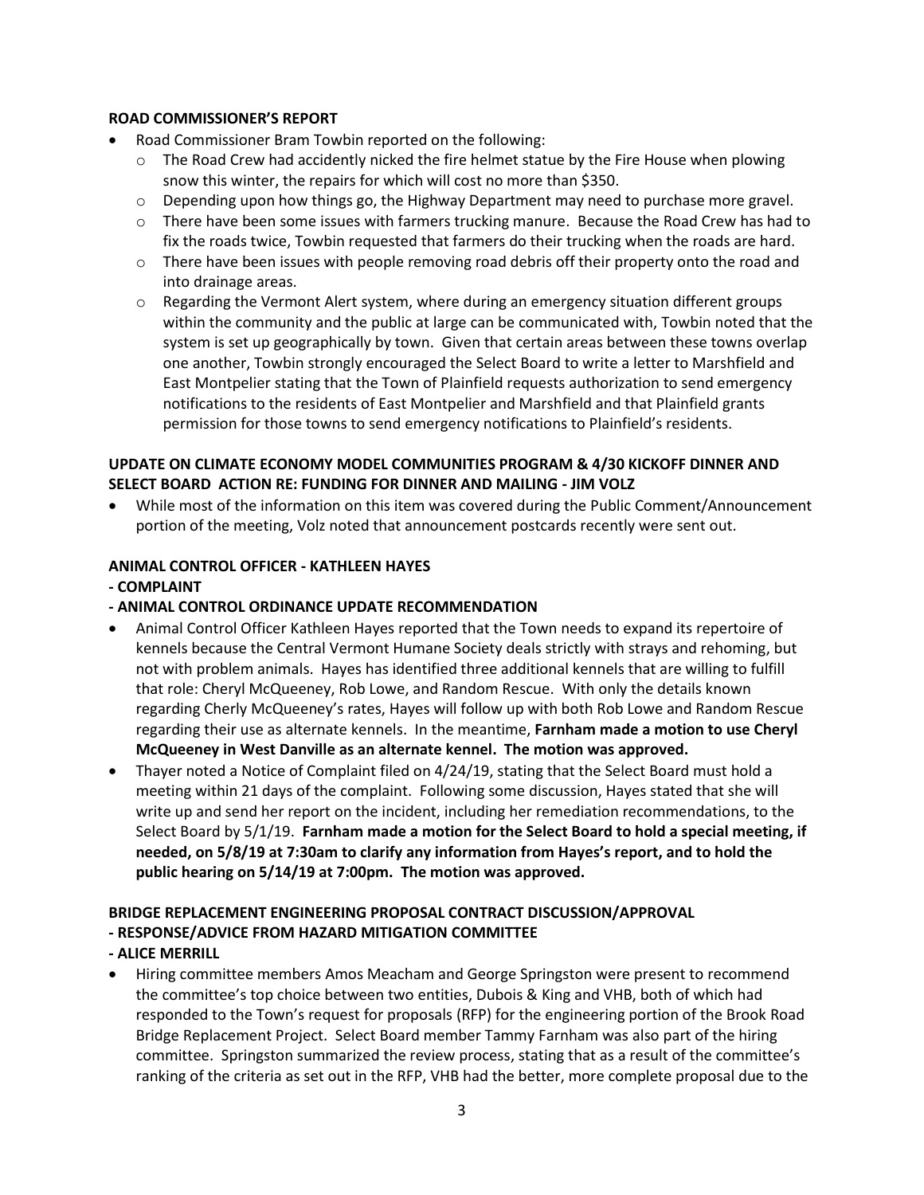**ROAD COMMISSIONER'S REPORT**

- Road Commissioner Bram Towbin reported on the following:
  - The Road Crew had accidently nicked the fire helmet statue by the Fire House when plowing snow this winter, the repairs for which will cost no more than $350.
  - Depending upon how things go, the Highway Department may need to purchase more gravel.
  - There have been some issues with farmers trucking manure. Because the Road Crew has had to fix the roads twice, Towbin requested that farmers do their trucking when the roads are hard.
  - There have been issues with people removing road debris off their property onto the road and into drainage areas.
  - Regarding the Vermont Alert system, where during an emergency situation different groups within the community and the public at large can be communicated with, Towbin noted that the system is set up geographically by town. Given that certain areas between these towns overlap one another, Towbin strongly encouraged the Select Board to write a letter to Marshfield and East Montpelier stating that the Town of Plainfield requests authorization to send emergency notifications to the residents of East Montpelier and Marshfield and that Plainfield grants permission for those towns to send emergency notifications to Plainfield's residents.

**UPDATE ON CLIMATE ECONOMY MODEL COMMUNITIES PROGRAM & 4/30 KICKOFF DINNER AND SELECT BOARD ACTION RE: FUNDING FOR DINNER AND MAILING - JIM VOLZ**

- While most of the information on this item was covered during the Public Comment/Announcement portion of the meeting, Volz noted that announcement postcards recently were sent out.

**ANIMAL CONTROL OFFICER - KATHLEEN HAYES**

**- COMPLAINT**

**- ANIMAL CONTROL ORDINANCE UPDATE RECOMMENDATION**

- Animal Control Officer Kathleen Hayes reported that the Town needs to expand its repertoire of kennels because the Central Vermont Humane Society deals strictly with strays and rehoming, but not with problem animals. Hayes has identified three additional kennels that are willing to fulfill that role: Cheryl McQueeney, Rob Lowe, and Random Rescue. With only the details known regarding Cherly McQueeney's rates, Hayes will follow up with both Rob Lowe and Random Rescue regarding their use as alternate kennels. In the meantime, **Farnham made a motion to use Cheryl McQueeney in West Danville as an alternate kennel. The motion was approved.**
- Thayer noted a Notice of Complaint filed on 4/24/19, stating that the Select Board must hold a meeting within 21 days of the complaint. Following some discussion, Hayes stated that she will write up and send her report on the incident, including her remediation recommendations, to the Select Board by 5/1/19. **Farnham made a motion for the Select Board to hold a special meeting, if needed, on 5/8/19 at 7:30am to clarify any information from Hayes's report, and to hold the public hearing on 5/14/19 at 7:00pm. The motion was approved.**

**BRIDGE REPLACEMENT ENGINEERING PROPOSAL CONTRACT DISCUSSION/APPROVAL**

**- RESPONSE/ADVICE FROM HAZARD MITIGATION COMMITTEE**

**- ALICE MERRILL**

- Hiring committee members Amos Meacham and George Springston were present to recommend the committee's top choice between two entities, Dubois & King and VHB, both of which had responded to the Town's request for proposals (RFP) for the engineering portion of the Brook Road Bridge Replacement Project. Select Board member Tammy Farnham was also part of the hiring committee. Springston summarized the review process, stating that as a result of the committee's ranking of the criteria as set out in the RFP, VHB had the better, more complete proposal due to the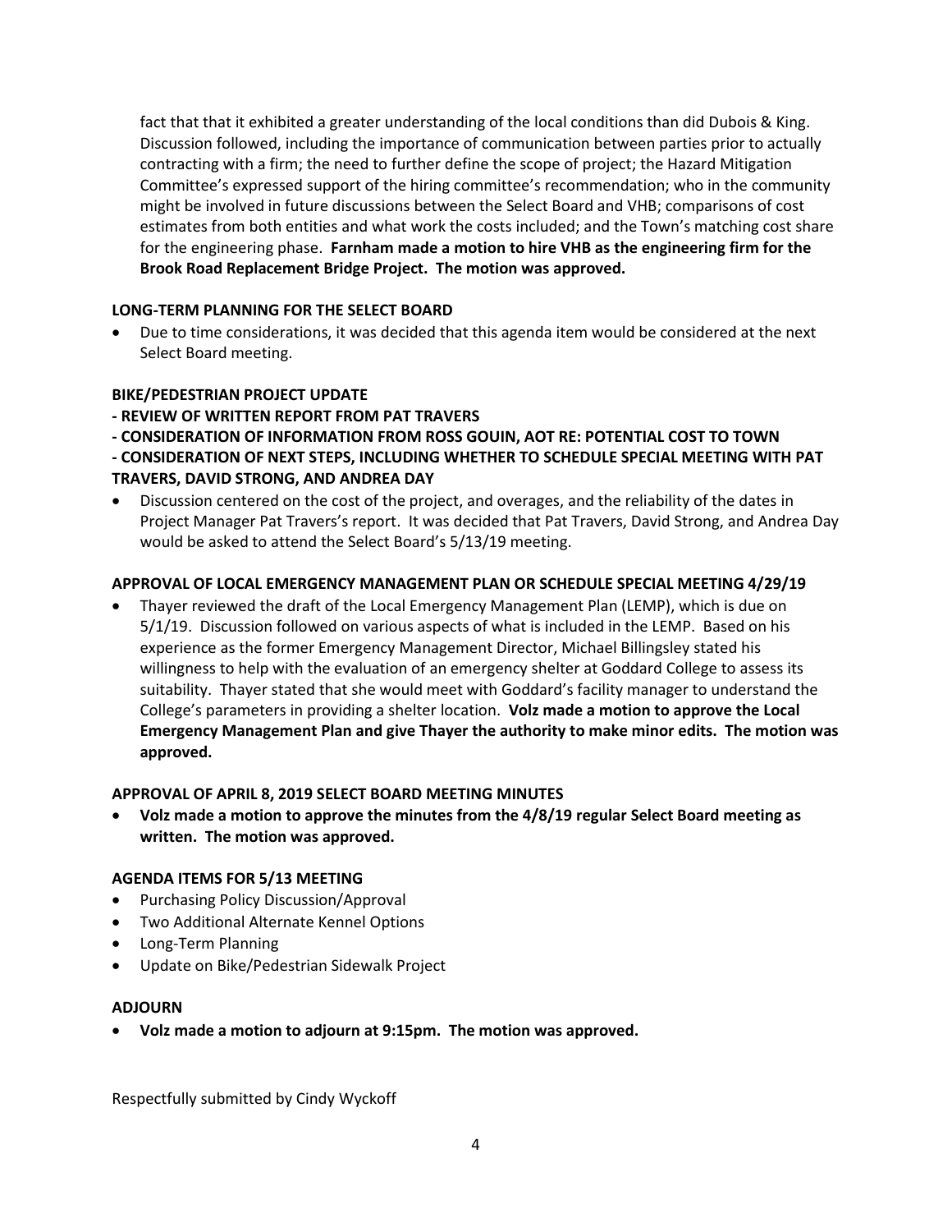fact that that it exhibited a greater understanding of the local conditions than did Dubois & King. Discussion followed, including the importance of communication between parties prior to actually contracting with a firm; the need to further define the scope of project; the Hazard Mitigation Committee's expressed support of the hiring committee's recommendation; who in the community might be involved in future discussions between the Select Board and VHB; comparisons of cost estimates from both entities and what work the costs included; and the Town's matching cost share for the engineering phase. **Farnham made a motion to hire VHB as the engineering firm for the Brook Road Replacement Bridge Project. The motion was approved.**

**LONG-TERM PLANNING FOR THE SELECT BOARD**

- Due to time considerations, it was decided that this agenda item would be considered at the next Select Board meeting.

**BIKE/PEDESTRIAN PROJECT UPDATE**
**- REVIEW OF WRITTEN REPORT FROM PAT TRAVERS**
**- CONSIDERATION OF INFORMATION FROM ROSS GOUIN, AOT RE: POTENTIAL COST TO TOWN**
**- CONSIDERATION OF NEXT STEPS, INCLUDING WHETHER TO SCHEDULE SPECIAL MEETING WITH PAT TRAVERS, DAVID STRONG, AND ANDREA DAY**

- Discussion centered on the cost of the project, and overages, and the reliability of the dates in Project Manager Pat Travers's report. It was decided that Pat Travers, David Strong, and Andrea Day would be asked to attend the Select Board's 5/13/19 meeting.

**APPROVAL OF LOCAL EMERGENCY MANAGEMENT PLAN OR SCHEDULE SPECIAL MEETING 4/29/19**

- Thayer reviewed the draft of the Local Emergency Management Plan (LEMP), which is due on 5/1/19. Discussion followed on various aspects of what is included in the LEMP. Based on his experience as the former Emergency Management Director, Michael Billingsley stated his willingness to help with the evaluation of an emergency shelter at Goddard College to assess its suitability. Thayer stated that she would meet with Goddard's facility manager to understand the College's parameters in providing a shelter location. **Volz made a motion to approve the Local Emergency Management Plan and give Thayer the authority to make minor edits. The motion was approved.**

**APPROVAL OF APRIL 8, 2019 SELECT BOARD MEETING MINUTES**

- **Volz made a motion to approve the minutes from the 4/8/19 regular Select Board meeting as written. The motion was approved.**

**AGENDA ITEMS FOR 5/13 MEETING**

- Purchasing Policy Discussion/Approval
- Two Additional Alternate Kennel Options
- Long-Term Planning
- Update on Bike/Pedestrian Sidewalk Project

**ADJOURN**

- **Volz made a motion to adjourn at 9:15pm. The motion was approved.**

Respectfully submitted by Cindy Wyckoff